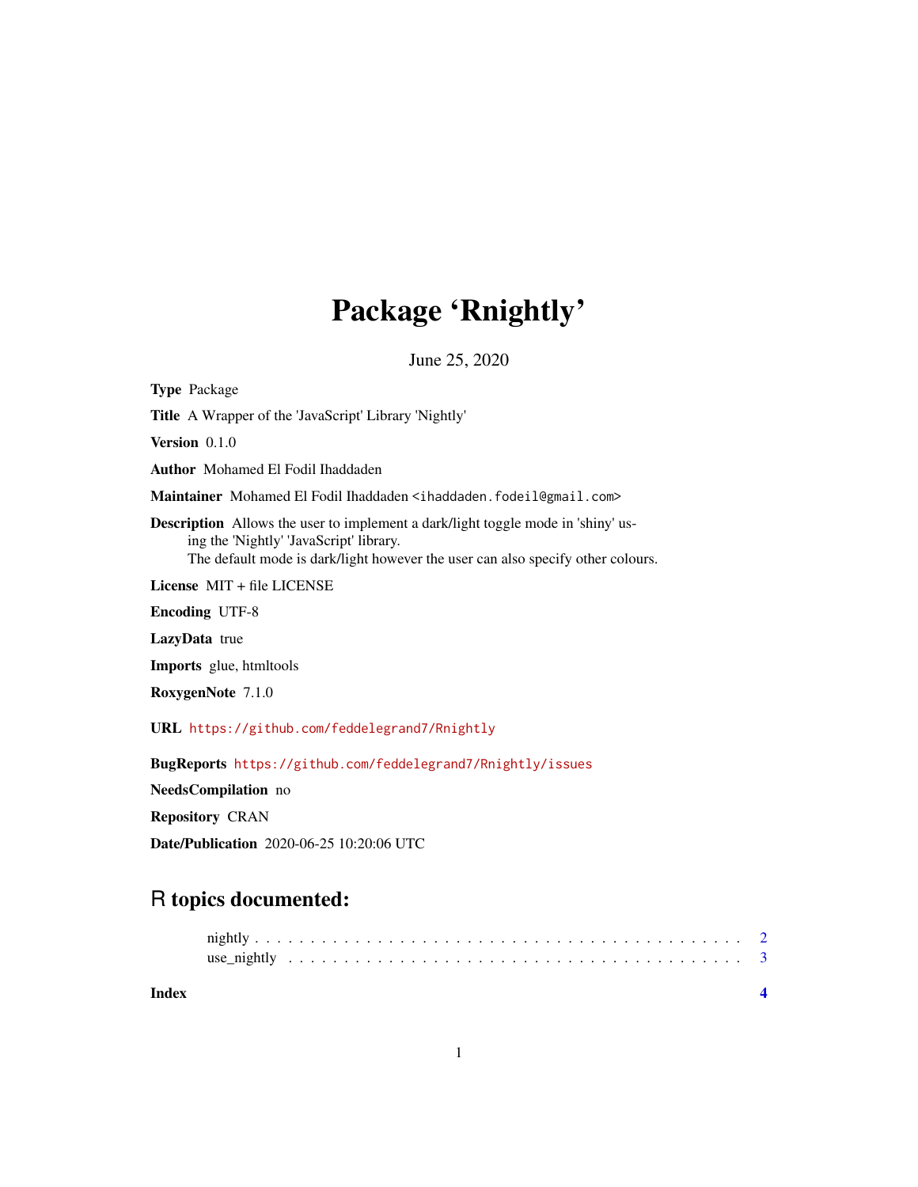# Package 'Rnightly'

June 25, 2020

**Type** Package

**Title** A Wrapper of the 'JavaScript' Library 'Nightly'

**Version** 0.1.0

**Author** Mohamed El Fodil Ihaddaden

**Maintainer** Mohamed El Fodil Ihaddaden <ihaddaden.fodeil@gmail.com>

**Description** Allows the user to implement a dark/light toggle mode in 'shiny' using the 'Nightly' 'JavaScript' library.
The default mode is dark/light however the user can also specify other colours.

**License** MIT + file LICENSE

**Encoding** UTF-8

**LazyData** true

**Imports** glue, htmltools

**RoxygenNote** 7.1.0

**URL** https://github.com/feddelegrand7/Rnightly

**BugReports** https://github.com/feddelegrand7/Rnightly/issues

**NeedsCompilation** no

**Repository** CRAN

**Date/Publication** 2020-06-25 10:20:06 UTC

## R topics documented:

- nightly . . . . . . . . . . . . . . . . . . . . . . . . . . . . . . . . . . . . . . . . . . 2
- use_nightly . . . . . . . . . . . . . . . . . . . . . . . . . . . . . . . . . . . . . . . 3

**Index** 4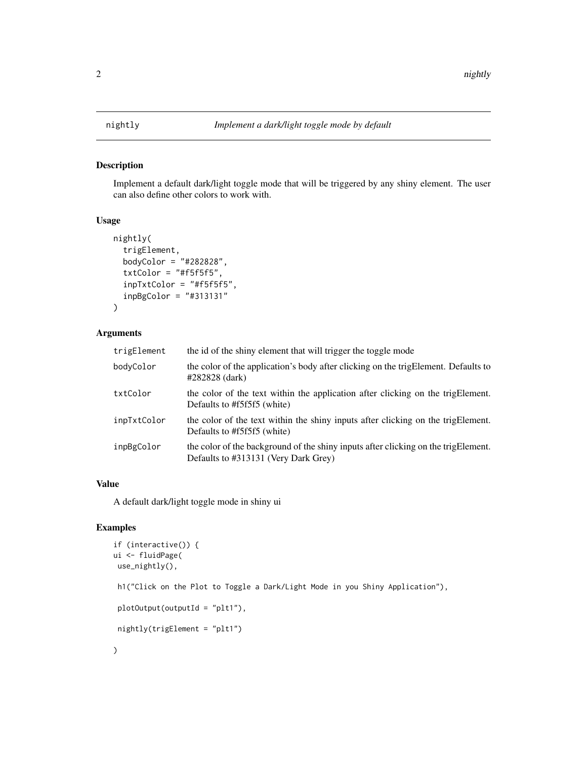`nightly` *Implement a dark/light toggle mode by default*

## Description

Implement a default dark/light toggle mode that will be triggered by any shiny element. The user can also define other colors to work with.

## Usage

```
nightly(
  trigElement,
  bodyColor = "#282828",
  txtColor = "#f5f5f5",
  inpTxtColor = "#f5f5f5",
  inpBgColor = "#313131"
)
```

## Arguments

| | |
|---|---|
| `trigElement` | the id of the shiny element that will trigger the toggle mode |
| `bodyColor` | the color of the application's body after clicking on the trigElement. Defaults to #282828 (dark) |
| `txtColor` | the color of the text within the application after clicking on the trigElement. Defaults to #f5f5f5 (white) |
| `inpTxtColor` | the color of the text within the shiny inputs after clicking on the trigElement. Defaults to #f5f5f5 (white) |
| `inpBgColor` | the color of the background of the shiny inputs after clicking on the trigElement. Defaults to #313131 (Very Dark Grey) |

## Value

A default dark/light toggle mode in shiny ui

## Examples

```
if (interactive()) {
ui <- fluidPage(
 use_nightly(),

 h1("Click on the Plot to Toggle a Dark/Light Mode in you Shiny Application"),

 plotOutput(outputId = "plt1"),

 nightly(trigElement = "plt1")

)
```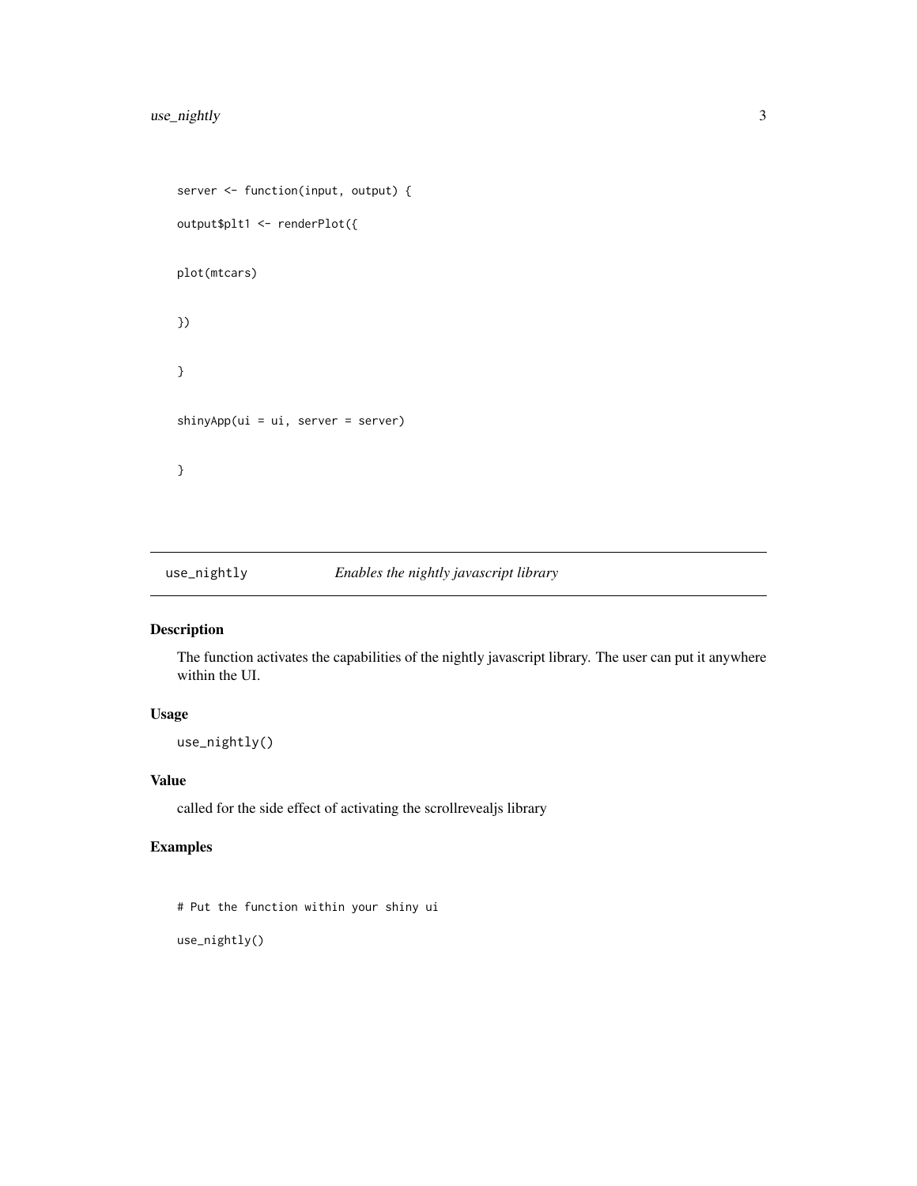```
server <- function(input, output) {

output$plt1 <- renderPlot({

plot(mtcars)

})

}

shinyApp(ui = ui, server = server)

}
```

## use_nightly *Enables the nightly javascript library*

### Description

The function activates the capabilities of the nightly javascript library. The user can put it anywhere within the UI.

### Usage

```
use_nightly()
```

### Value

called for the side effect of activating the scrollrevealjs library

### Examples

```
# Put the function within your shiny ui

use_nightly()
```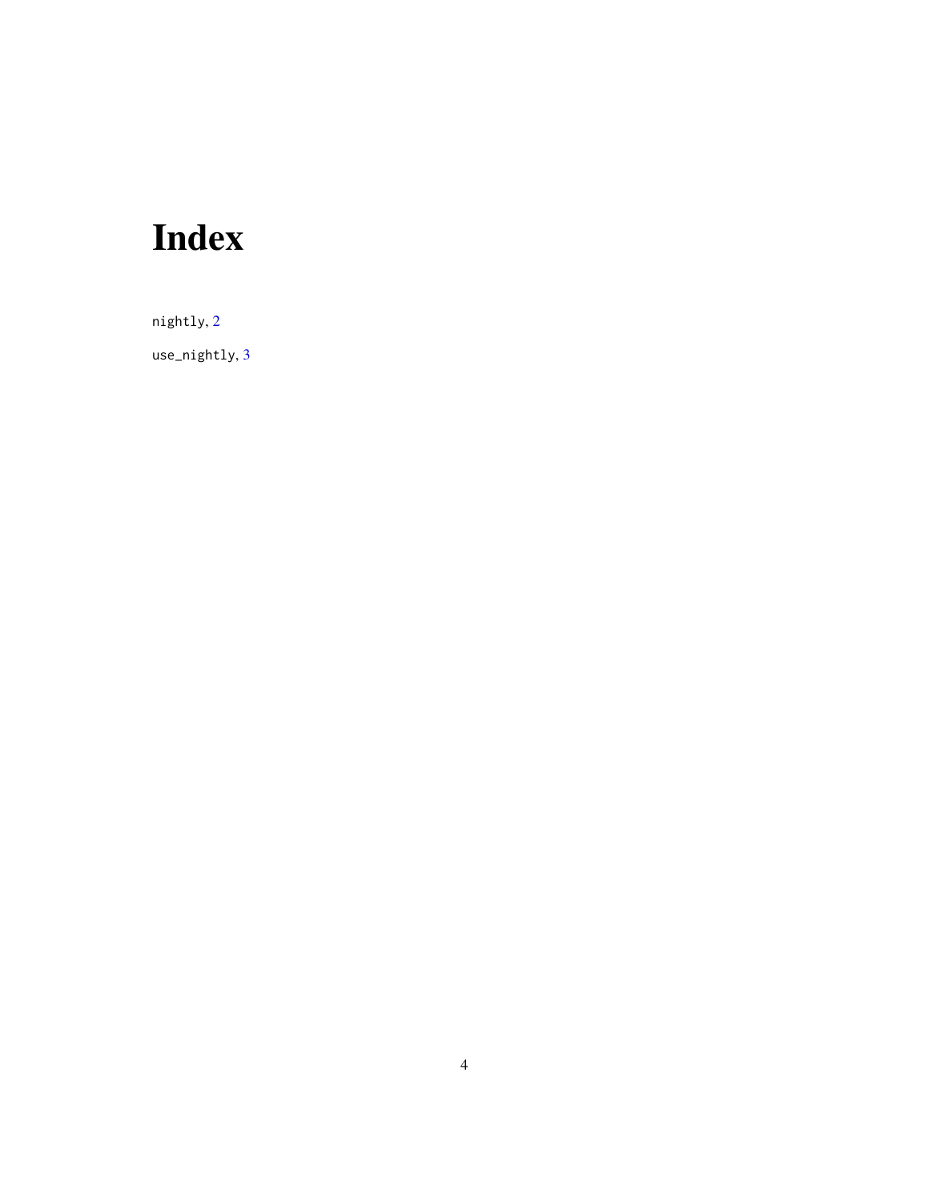# Index

nightly, 2

use_nightly, 3